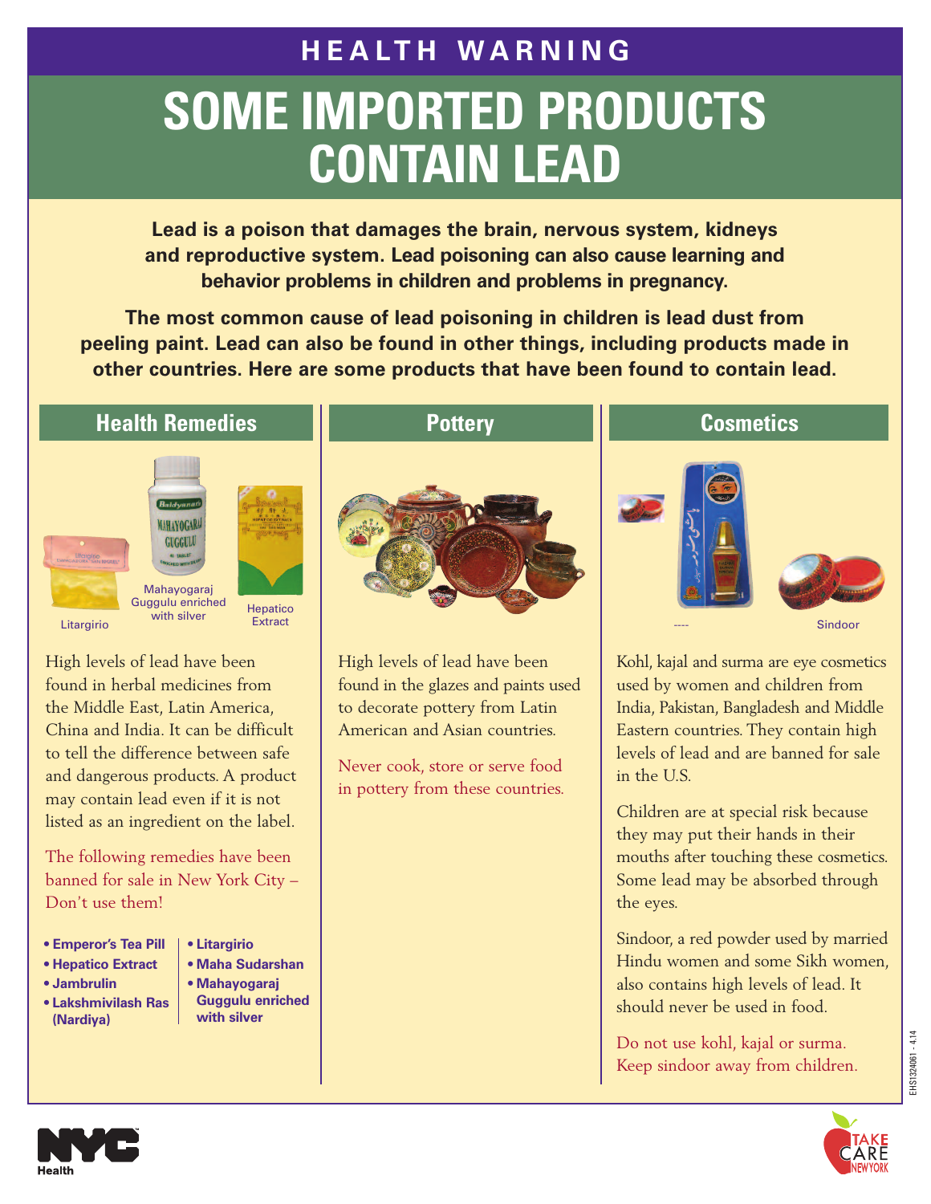**HEALTH WARNING**

# SOME IMPORTED PRODUCTS CONTAIN LEAD

**Lead is a poison that damages the brain, nervous system, kidneys and reproductive system. Lead poisoning can also cause learning and behavior problems in children and problems in pregnancy.**

**The most common cause of lead poisoning in children is lead dust from peeling paint. Lead can also be found in other things, including products made in other countries. Here are some products that have been found to contain lead.**

## Health Remedies

Litargirio

Mahayogaraj Guggulu enriched with silver

Hepatico Extract

High levels of lead have been found in herbal medicines from the Middle East, Latin America, China and India. It can be difficult to tell the difference between safe and dangerous products. A product may contain lead even if it is not listed as an ingredient on the label.

The following remedies have been banned for sale in New York City – Don't use them!

- **Emperor's Tea Pill**
- **Hepatico Extract**
- **Jambrulin**
- **Lakshmivilash Ras (Nardiya)**
- **Litargirio**
- **Maha Sudarshan**
- **Mahayogaraj Guggulu enriched with silver**

## Pottery

High levels of lead have been found in the glazes and paints used to decorate pottery from Latin American and Asian countries.

Never cook, store or serve food in pottery from these countries.

## Cosmetics

----

Sindoor

Kohl, kajal and surma are eye cosmetics used by women and children from India, Pakistan, Bangladesh and Middle Eastern countries. They contain high levels of lead and are banned for sale in the U.S.

Children are at special risk because they may put their hands in their mouths after touching these cosmetics. Some lead may be absorbed through the eyes.

Sindoor, a red powder used by married Hindu women and some Sikh women, also contains high levels of lead. It should never be used in food.

Do not use kohl, kajal or surma. Keep sindoor away from children.

EHS1324061 - 4.14

NYC Health

TAKE CARE NEW YORK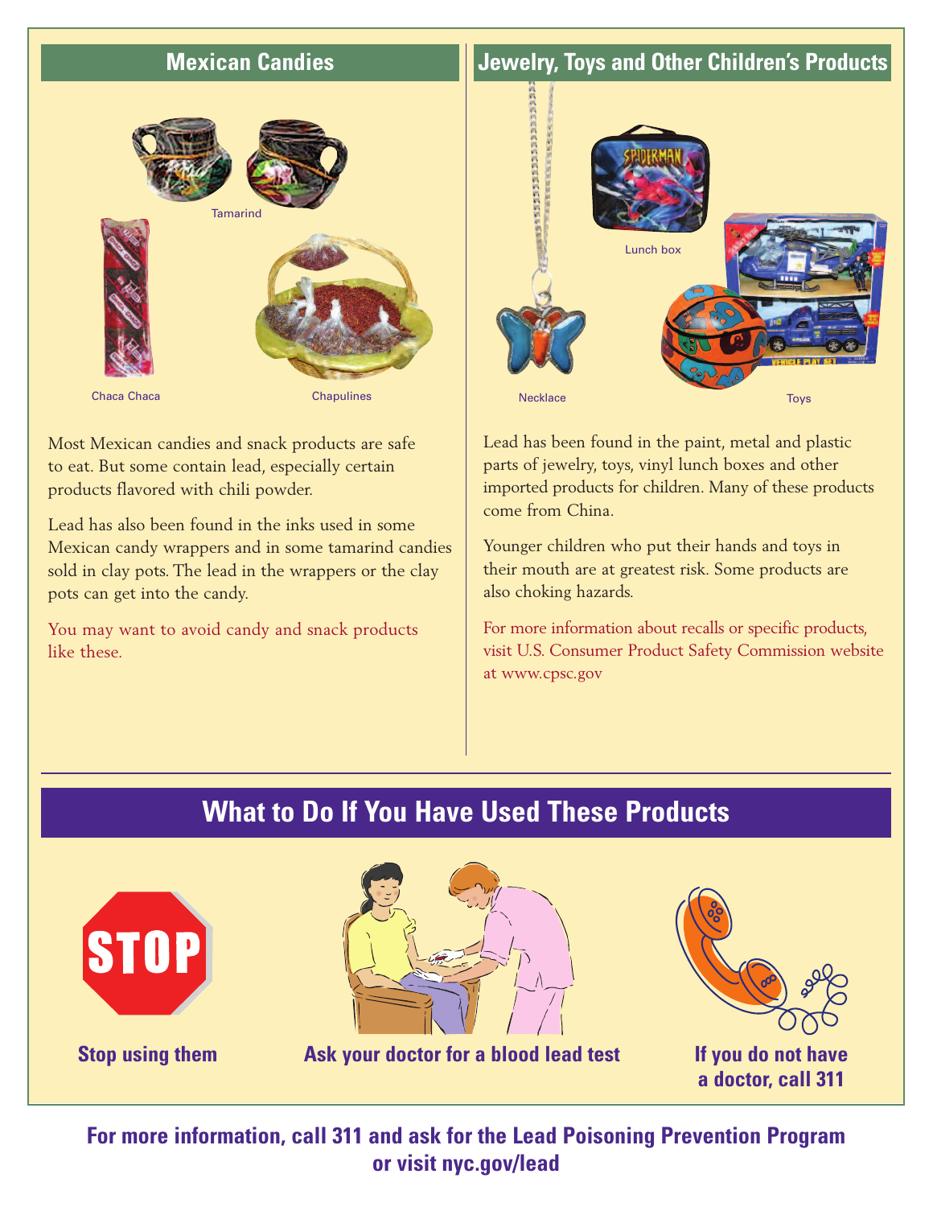## Mexican Candies

Tamarind

Chaca Chaca

Chapulines

Most Mexican candies and snack products are safe to eat. But some contain lead, especially certain products flavored with chili powder.

Lead has also been found in the inks used in some Mexican candy wrappers and in some tamarind candies sold in clay pots. The lead in the wrappers or the clay pots can get into the candy.

You may want to avoid candy and snack products like these.

## Jewelry, Toys and Other Children's Products

Lunch box

Necklace

Toys

Lead has been found in the paint, metal and plastic parts of jewelry, toys, vinyl lunch boxes and other imported products for children. Many of these products come from China.

Younger children who put their hands and toys in their mouth are at greatest risk. Some products are also choking hazards.

For more information about recalls or specific products, visit U.S. Consumer Product Safety Commission website at www.cpsc.gov

## What to Do If You Have Used These Products

**Stop using them**

**Ask your doctor for a blood lead test**

**If you do not have a doctor, call 311**

**For more information, call 311 and ask for the Lead Poisoning Prevention Program or visit nyc.gov/lead**